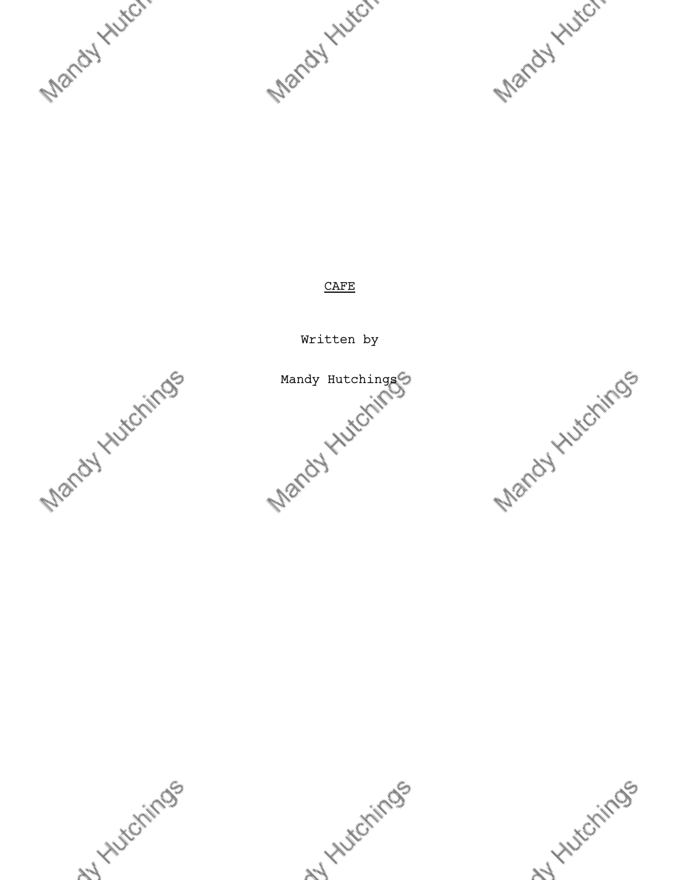CAFE

Written by

Mandy Hutchings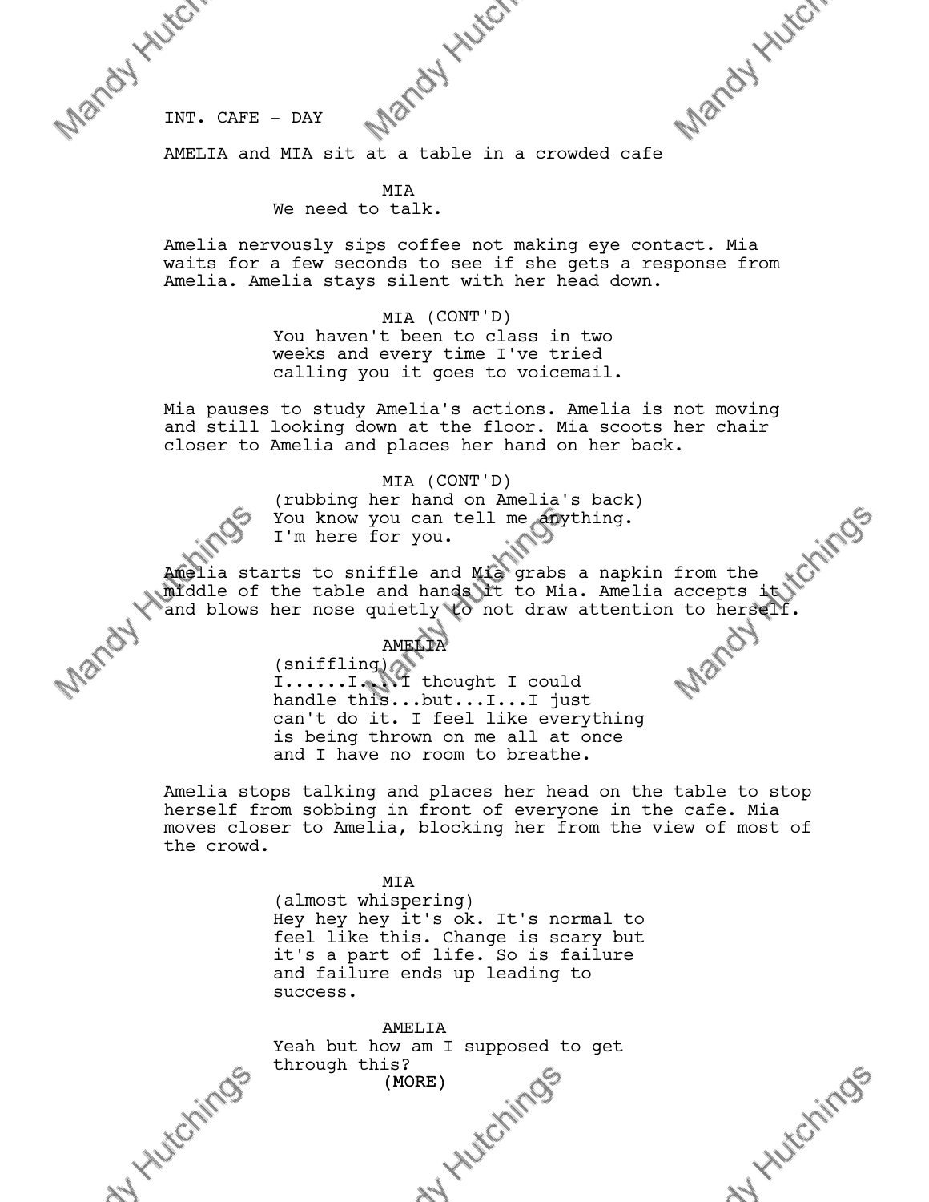INT. CAFE - DAY

AMELIA and MIA sit at a table in a crowded cafe

MIA
We need to talk.

Amelia nervously sips coffee not making eye contact. Mia waits for a few seconds to see if she gets a response from Amelia. Amelia stays silent with her head down.

MIA (CONT'D)
You haven't been to class in two weeks and every time I've tried calling you it goes to voicemail.

Mia pauses to study Amelia's actions. Amelia is not moving and still looking down at the floor. Mia scoots her chair closer to Amelia and places her hand on her back.

MIA (CONT'D)
(rubbing her hand on Amelia's back)
You know you can tell me anything. I'm here for you.

Amelia starts to sniffle and Mia grabs a napkin from the middle of the table and hands it to Mia. Amelia accepts it and blows her nose quietly to not draw attention to herself.

AMELIA
(sniffling)
I......I....I thought I could handle this...but...I...I just can't do it. I feel like everything is being thrown on me all at once and I have no room to breathe.

Amelia stops talking and places her head on the table to stop herself from sobbing in front of everyone in the cafe. Mia moves closer to Amelia, blocking her from the view of most of the crowd.

MIA
(almost whispering)
Hey hey hey it's ok. It's normal to feel like this. Change is scary but it's a part of life. So is failure and failure ends up leading to success.

AMELIA
Yeah but how am I supposed to get through this?
(MORE)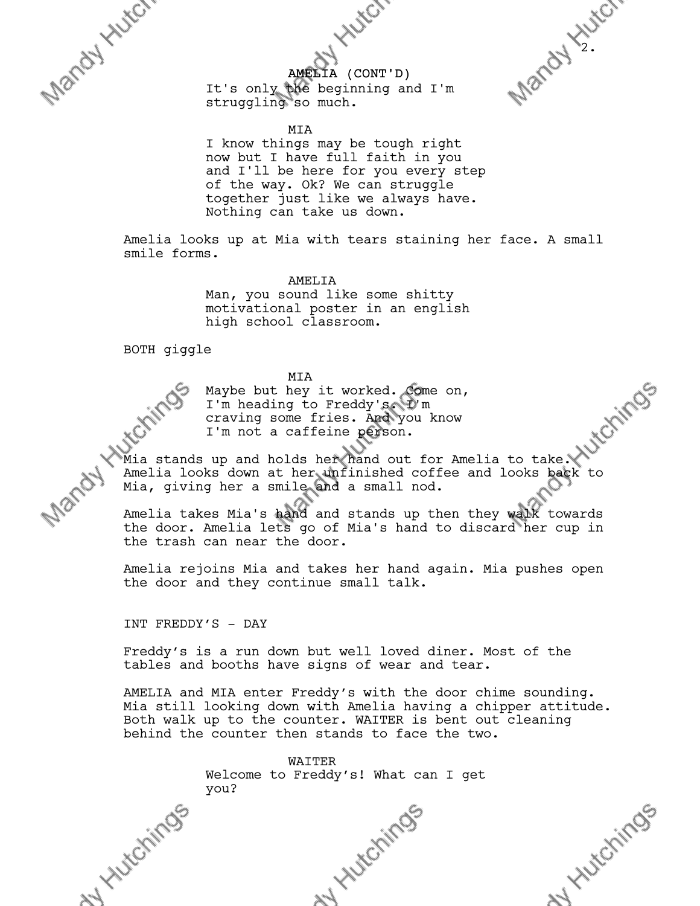AMELIA (CONT'D)
It's only the beginning and I'm struggling so much.

MIA
I know things may be tough right now but I have full faith in you and I'll be here for you every step of the way. Ok? We can struggle together just like we always have. Nothing can take us down.

Amelia looks up at Mia with tears staining her face. A small smile forms.

AMELIA
Man, you sound like some shitty motivational poster in an english high school classroom.

BOTH giggle

MIA
Maybe but hey it worked. Come on, I'm heading to Freddy's. I'm craving some fries. And you know I'm not a caffeine person.

Mia stands up and holds her hand out for Amelia to take. Amelia looks down at her unfinished coffee and looks back to Mia, giving her a smile and a small nod.

Amelia takes Mia's hand and stands up then they walk towards the door. Amelia lets go of Mia's hand to discard her cup in the trash can near the door.

Amelia rejoins Mia and takes her hand again. Mia pushes open the door and they continue small talk.

INT FREDDY'S - DAY

Freddy's is a run down but well loved diner. Most of the tables and booths have signs of wear and tear.

AMELIA and MIA enter Freddy's with the door chime sounding. Mia still looking down with Amelia having a chipper attitude. Both walk up to the counter. WAITER is bent out cleaning behind the counter then stands to face the two.

WAITER
Welcome to Freddy's! What can I get you?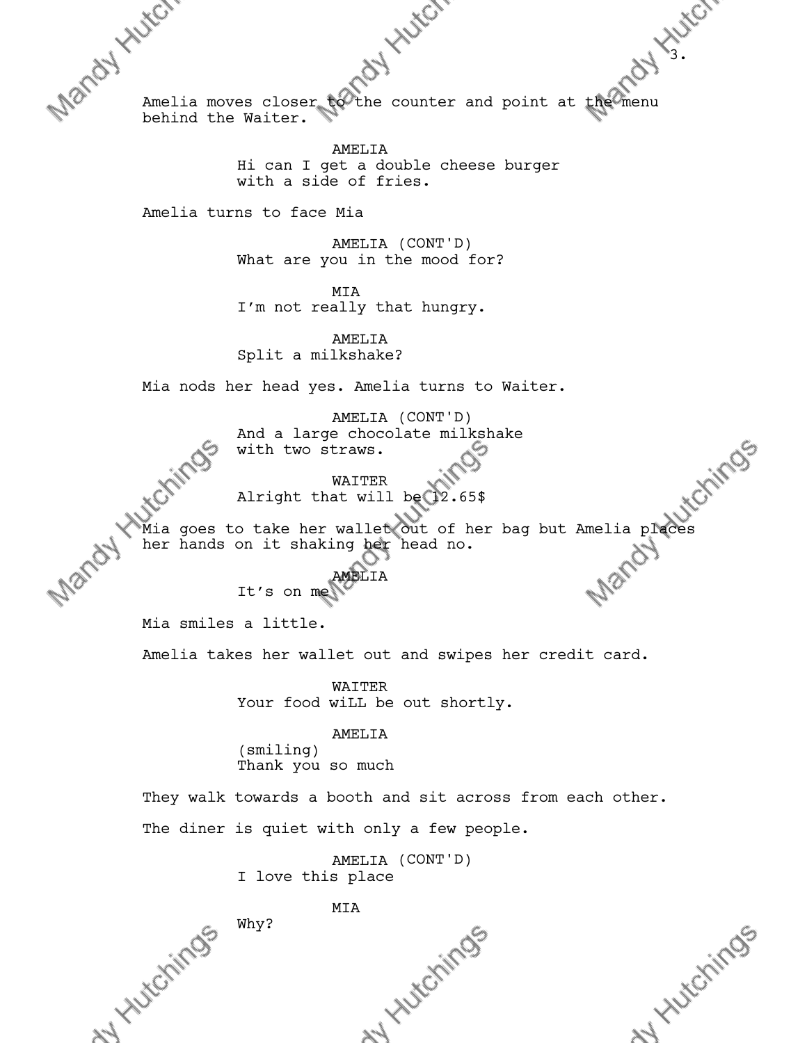Amelia moves closer to the counter and point at the menu behind the Waiter.

AMELIA
Hi can I get a double cheese burger with a side of fries.

Amelia turns to face Mia

AMELIA (CONT'D)
What are you in the mood for?

MIA
I'm not really that hungry.

AMELIA
Split a milkshake?

Mia nods her head yes. Amelia turns to Waiter.

AMELIA (CONT'D)
And a large chocolate milkshake with two straws.

WAITER
Alright that will be 12.65$

Mia goes to take her wallet out of her bag but Amelia places her hands on it shaking her head no.

AMELIA
It's on me

Mia smiles a little.

Amelia takes her wallet out and swipes her credit card.

WAITER
Your food wiLL be out shortly.

AMELIA
(smiling)
Thank you so much

They walk towards a booth and sit across from each other.

The diner is quiet with only a few people.

AMELIA (CONT'D)
I love this place

MIA
Why?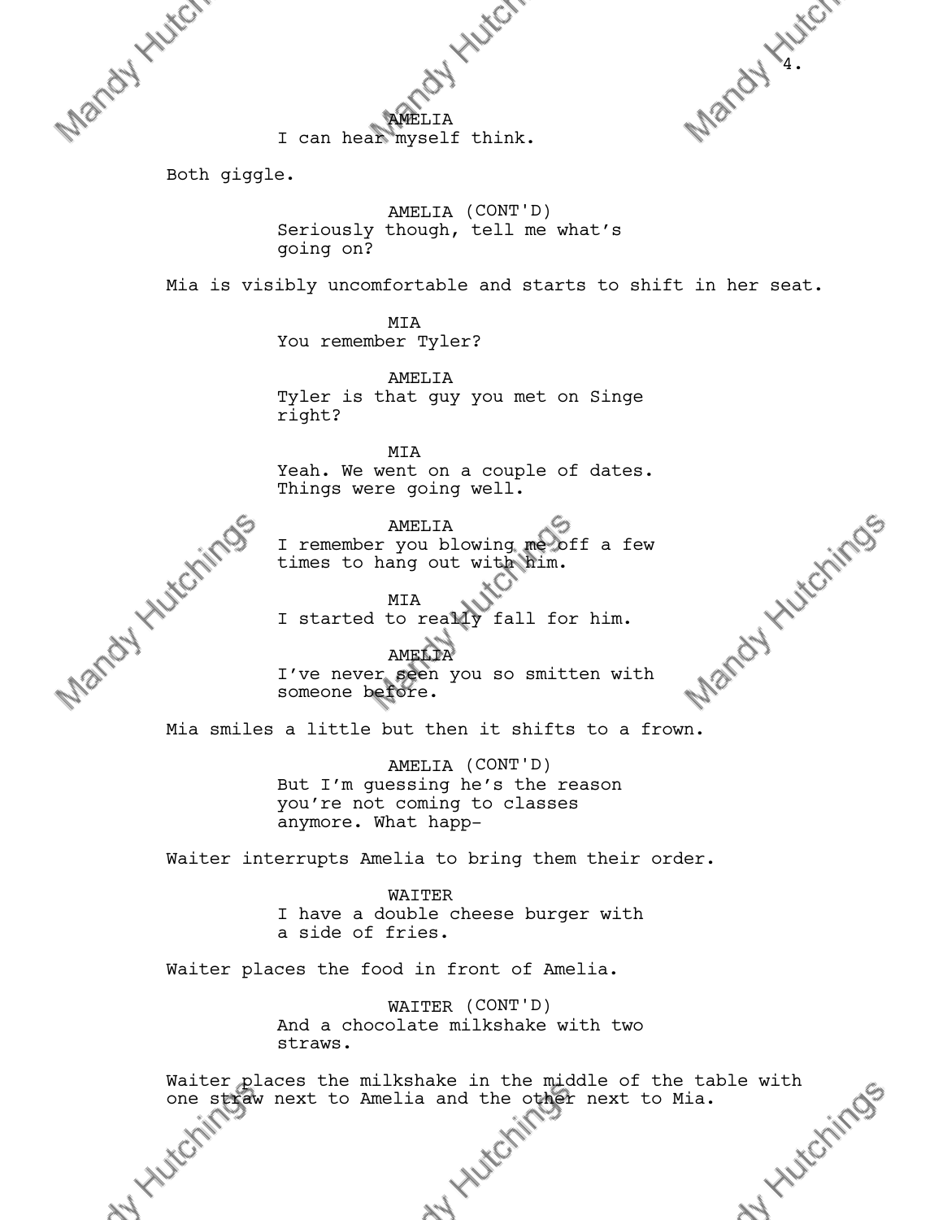AMELIA
I can hear myself think.

Both giggle.

AMELIA (CONT'D)
Seriously though, tell me what's going on?

Mia is visibly uncomfortable and starts to shift in her seat.

MIA
You remember Tyler?

AMELIA
Tyler is that guy you met on Singe right?

MIA
Yeah. We went on a couple of dates. Things were going well.

AMELIA
I remember you blowing me off a few times to hang out with him.

MIA
I started to really fall for him.

AMELIA
I've never seen you so smitten with someone before.

Mia smiles a little but then it shifts to a frown.

AMELIA (CONT'D)
But I'm guessing he's the reason you're not coming to classes anymore. What happ-

Waiter interrupts Amelia to bring them their order.

WAITER
I have a double cheese burger with a side of fries.

Waiter places the food in front of Amelia.

WAITER (CONT'D)
And a chocolate milkshake with two straws.

Waiter places the milkshake in the middle of the table with one straw next to Amelia and the other next to Mia.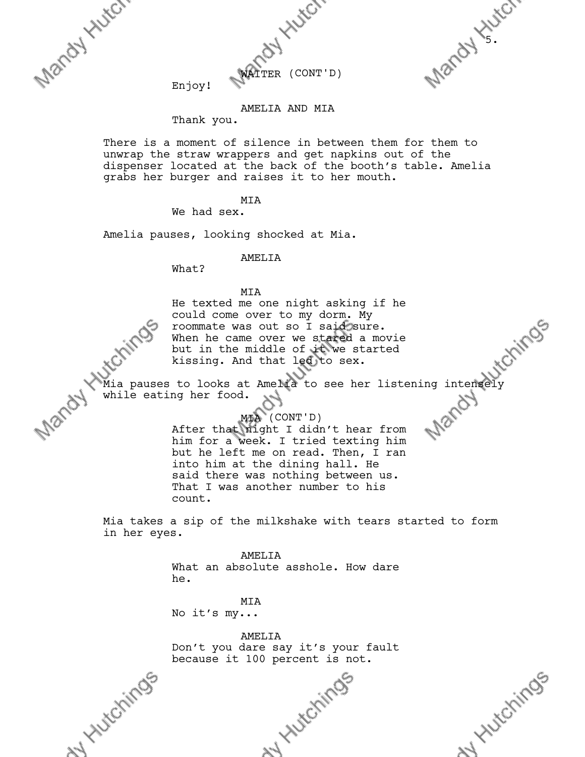WAITER (CONT'D)
Enjoy!

AMELIA AND MIA
Thank you.

There is a moment of silence in between them for them to unwrap the straw wrappers and get napkins out of the dispenser located at the back of the booth's table. Amelia grabs her burger and raises it to her mouth.

MIA
We had sex.

Amelia pauses, looking shocked at Mia.

AMELIA
What?

MIA
He texted me one night asking if he could come over to my dorm. My roommate was out so I said sure. When he came over we stared a movie but in the middle of it we started kissing. And that led to sex.

Mia pauses to looks at Amelia to see her listening intensely while eating her food.

MIA (CONT'D)
After that night I didn't hear from him for a week. I tried texting him but he left me on read. Then, I ran into him at the dining hall. He said there was nothing between us. That I was another number to his count.

Mia takes a sip of the milkshake with tears started to form in her eyes.

AMELIA
What an absolute asshole. How dare he.

MIA
No it's my...

AMELIA
Don't you dare say it's your fault because it 100 percent is not.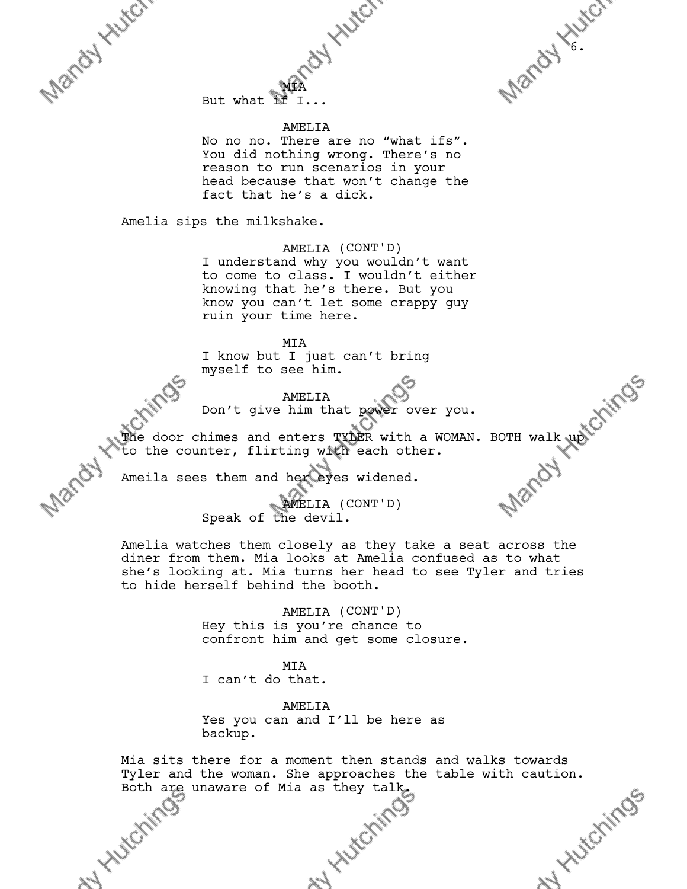MIA
But what if I...

AMELIA
No no no. There are no “what ifs”. You did nothing wrong. There’s no reason to run scenarios in your head because that won’t change the fact that he’s a dick.

Amelia sips the milkshake.

AMELIA (CONT'D)
I understand why you wouldn’t want to come to class. I wouldn’t either knowing that he’s there. But you know you can’t let some crappy guy ruin your time here.

MIA
I know but I just can’t bring myself to see him.

AMELIA
Don’t give him that power over you.

The door chimes and enters TYLER with a WOMAN. BOTH walk up to the counter, flirting with each other.

Ameila sees them and her eyes widened.

AMELIA (CONT'D)
Speak of the devil.

Amelia watches them closely as they take a seat across the diner from them. Mia looks at Amelia confused as to what she’s looking at. Mia turns her head to see Tyler and tries to hide herself behind the booth.

AMELIA (CONT'D)
Hey this is you’re chance to confront him and get some closure.

MIA
I can’t do that.

AMELIA
Yes you can and I’ll be here as backup.

Mia sits there for a moment then stands and walks towards Tyler and the woman. She approaches the table with caution. Both are unaware of Mia as they talk.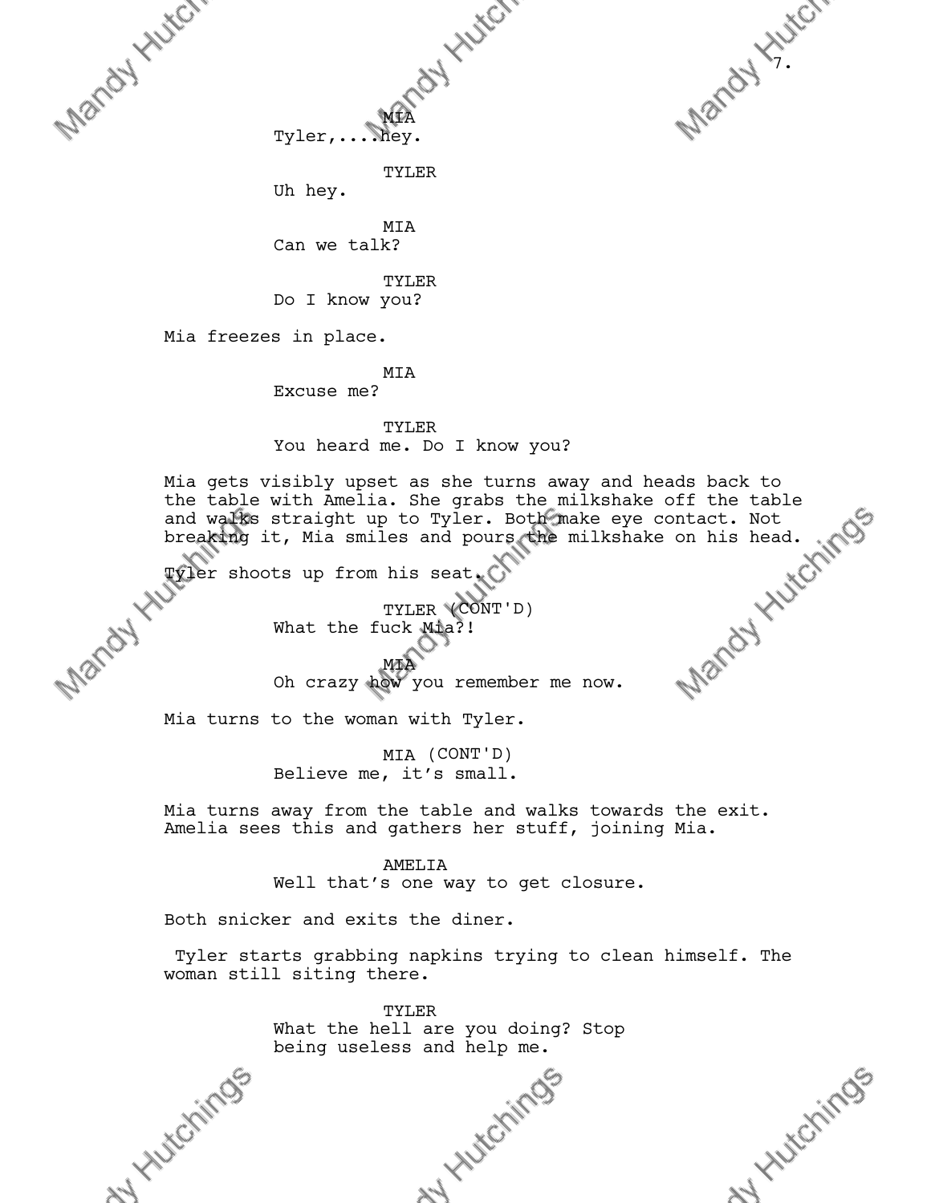MIA

Tyler,....hey.

TYLER

Uh hey.

MIA

Can we talk?

TYLER

Do I know you?

Mia freezes in place.

MIA

Excuse me?

TYLER

You heard me. Do I know you?

Mia gets visibly upset as she turns away and heads back to the table with Amelia. She grabs the milkshake off the table and walks straight up to Tyler. Both make eye contact. Not breaking it, Mia smiles and pours the milkshake on his head.

Tyler shoots up from his seat.

TYLER (CONT'D)

What the fuck Mia?!

MIA

Oh crazy how you remember me now.

Mia turns to the woman with Tyler.

MIA (CONT'D)

Believe me, it's small.

Mia turns away from the table and walks towards the exit. Amelia sees this and gathers her stuff, joining Mia.

AMELIA

Well that's one way to get closure.

Both snicker and exits the diner.

Tyler starts grabbing napkins trying to clean himself. The woman still siting there.

TYLER

What the hell are you doing? Stop being useless and help me.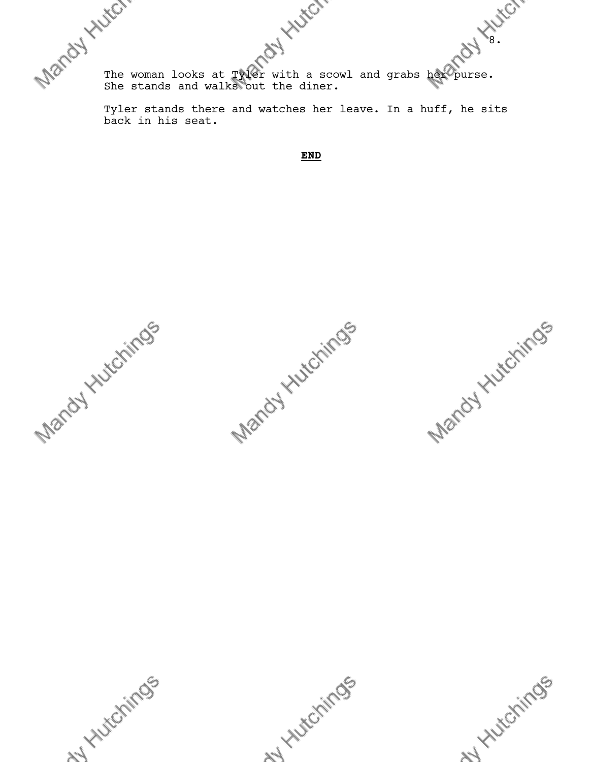The woman looks at Tyler with a scowl and grabs her purse. She stands and walks out the diner.

Tyler stands there and watches her leave. In a huff, he sits back in his seat.

**END**